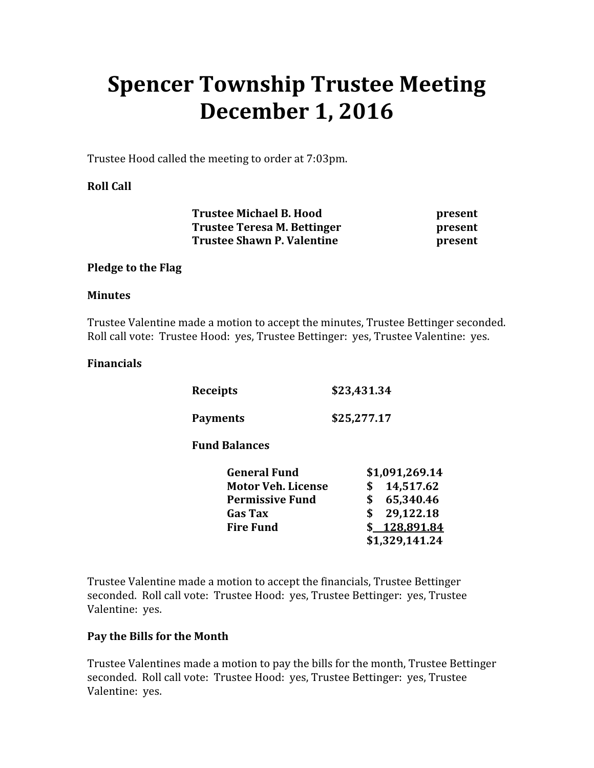# Spencer Township Trustee Meeting December 1, 2016

Trustee Hood called the meeting to order at 7:03pm.

**Roll Call**

| | |
|---|---|
| **Trustee Michael B. Hood** | **present** |
| **Trustee Teresa M. Bettinger** | **present** |
| **Trustee Shawn P. Valentine** | **present** |

**Pledge to the Flag**

**Minutes**

Trustee Valentine made a motion to accept the minutes, Trustee Bettinger seconded. Roll call vote: Trustee Hood: yes, Trustee Bettinger: yes, Trustee Valentine: yes.

**Financials**

| | |
|---|---|
| **Receipts** | **$23,431.34** |
| **Payments** | **$25,277.17** |

**Fund Balances**

| | |
|---|---|
| **General Fund** | **$1,091,269.14** |
| **Motor Veh. License** | **$ 14,517.62** |
| **Permissive Fund** | **$ 65,340.46** |
| **Gas Tax** | **$ 29,122.18** |
| **Fire Fund** | **$ 128,891.84** |
| | **$1,329,141.24** |

Trustee Valentine made a motion to accept the financials, Trustee Bettinger seconded. Roll call vote: Trustee Hood: yes, Trustee Bettinger: yes, Trustee Valentine: yes.

**Pay the Bills for the Month**

Trustee Valentines made a motion to pay the bills for the month, Trustee Bettinger seconded. Roll call vote: Trustee Hood: yes, Trustee Bettinger: yes, Trustee Valentine: yes.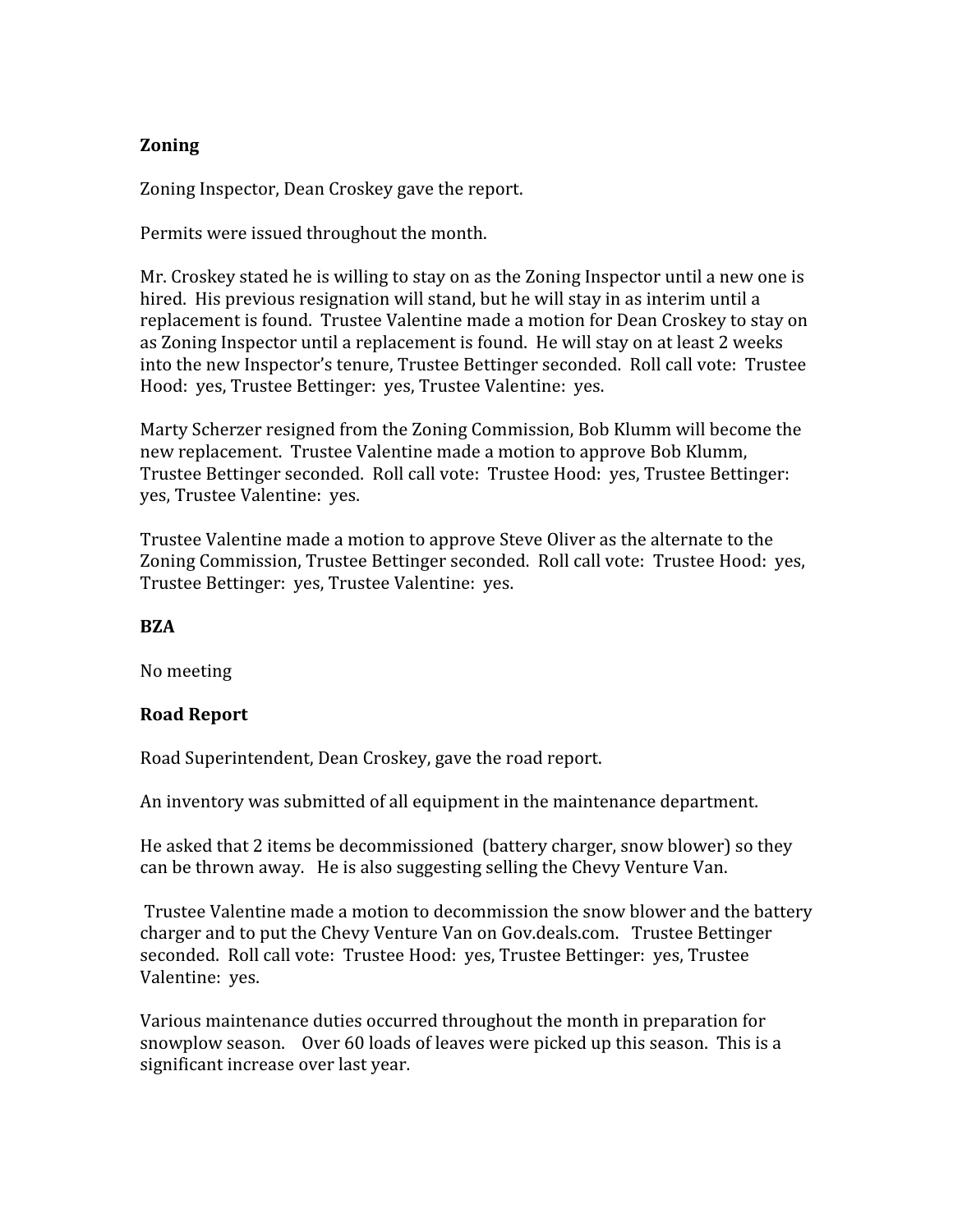**Zoning**

Zoning Inspector, Dean Croskey gave the report.

Permits were issued throughout the month.

Mr. Croskey stated he is willing to stay on as the Zoning Inspector until a new one is hired. His previous resignation will stand, but he will stay in as interim until a replacement is found. Trustee Valentine made a motion for Dean Croskey to stay on as Zoning Inspector until a replacement is found. He will stay on at least 2 weeks into the new Inspector's tenure, Trustee Bettinger seconded. Roll call vote: Trustee Hood: yes, Trustee Bettinger: yes, Trustee Valentine: yes.

Marty Scherzer resigned from the Zoning Commission, Bob Klumm will become the new replacement. Trustee Valentine made a motion to approve Bob Klumm, Trustee Bettinger seconded. Roll call vote: Trustee Hood: yes, Trustee Bettinger: yes, Trustee Valentine: yes.

Trustee Valentine made a motion to approve Steve Oliver as the alternate to the Zoning Commission, Trustee Bettinger seconded. Roll call vote: Trustee Hood: yes, Trustee Bettinger: yes, Trustee Valentine: yes.

**BZA**

No meeting

**Road Report**

Road Superintendent, Dean Croskey, gave the road report.

An inventory was submitted of all equipment in the maintenance department.

He asked that 2 items be decommissioned (battery charger, snow blower) so they can be thrown away. He is also suggesting selling the Chevy Venture Van.

Trustee Valentine made a motion to decommission the snow blower and the battery charger and to put the Chevy Venture Van on Gov.deals.com. Trustee Bettinger seconded. Roll call vote: Trustee Hood: yes, Trustee Bettinger: yes, Trustee Valentine: yes.

Various maintenance duties occurred throughout the month in preparation for snowplow season. Over 60 loads of leaves were picked up this season. This is a significant increase over last year.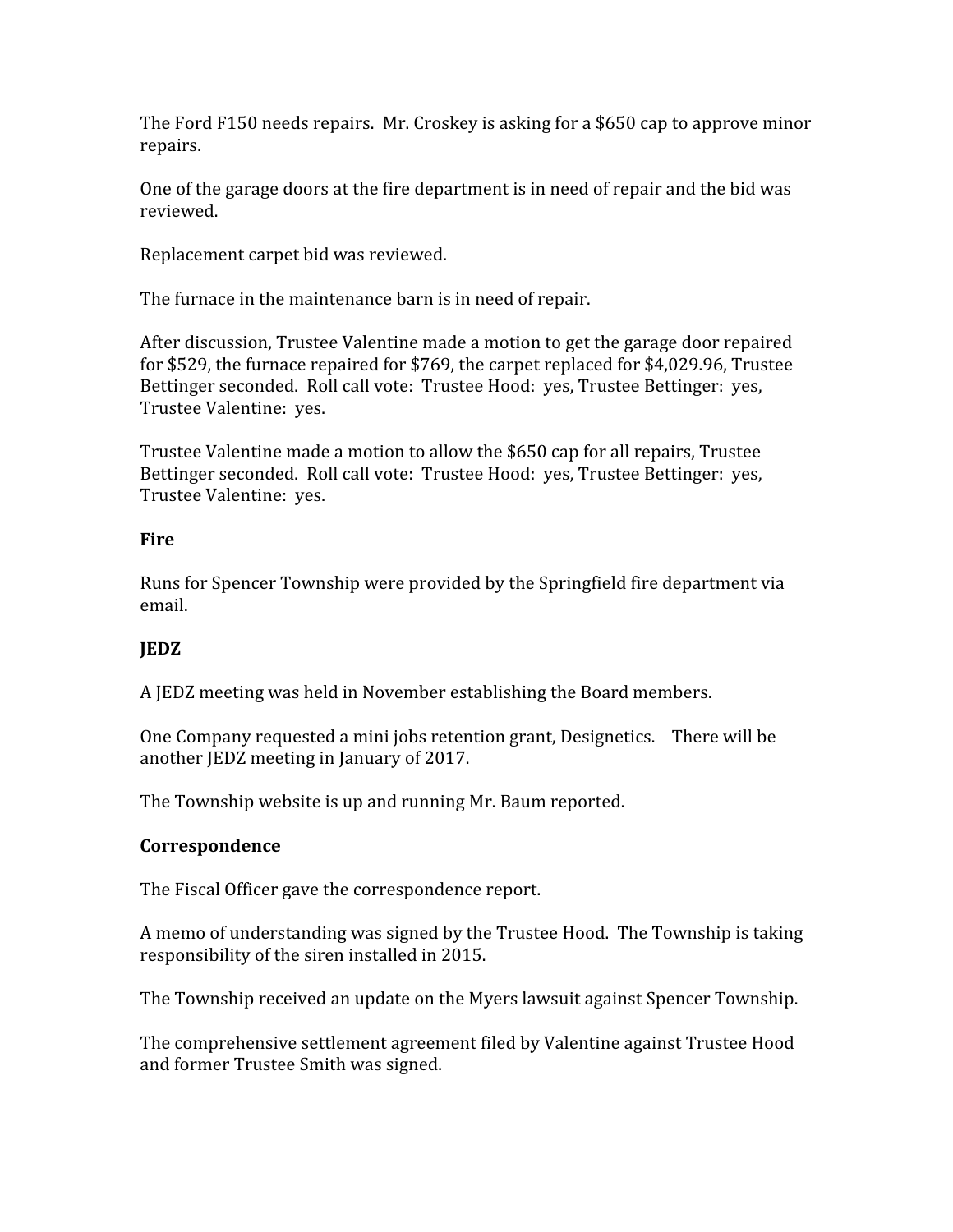The Ford F150 needs repairs. Mr. Croskey is asking for a $650 cap to approve minor repairs.

One of the garage doors at the fire department is in need of repair and the bid was reviewed.

Replacement carpet bid was reviewed.

The furnace in the maintenance barn is in need of repair.

After discussion, Trustee Valentine made a motion to get the garage door repaired for $529, the furnace repaired for $769, the carpet replaced for $4,029.96, Trustee Bettinger seconded. Roll call vote: Trustee Hood: yes, Trustee Bettinger: yes, Trustee Valentine: yes.

Trustee Valentine made a motion to allow the $650 cap for all repairs, Trustee Bettinger seconded. Roll call vote: Trustee Hood: yes, Trustee Bettinger: yes, Trustee Valentine: yes.

**Fire**

Runs for Spencer Township were provided by the Springfield fire department via email.

**JEDZ**

A JEDZ meeting was held in November establishing the Board members.

One Company requested a mini jobs retention grant, Designetics. There will be another JEDZ meeting in January of 2017.

The Township website is up and running Mr. Baum reported.

**Correspondence**

The Fiscal Officer gave the correspondence report.

A memo of understanding was signed by the Trustee Hood. The Township is taking responsibility of the siren installed in 2015.

The Township received an update on the Myers lawsuit against Spencer Township.

The comprehensive settlement agreement filed by Valentine against Trustee Hood and former Trustee Smith was signed.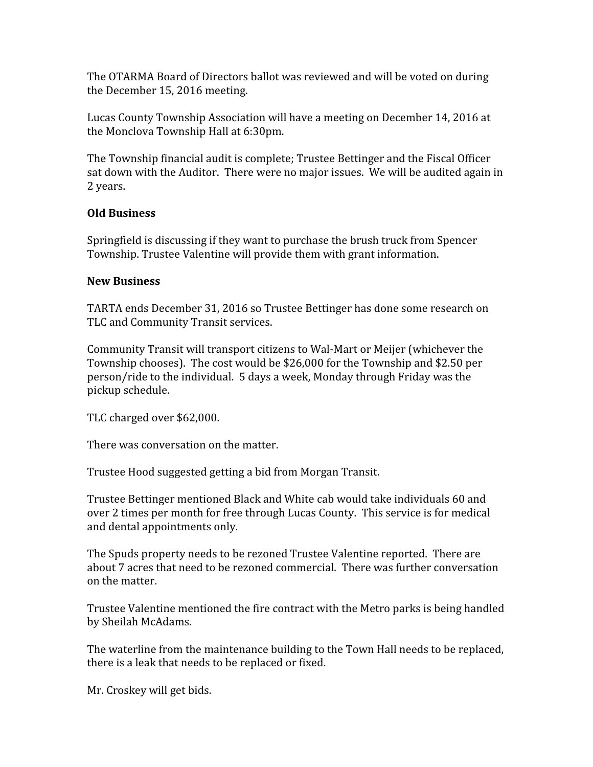The OTARMA Board of Directors ballot was reviewed and will be voted on during the December 15, 2016 meeting.

Lucas County Township Association will have a meeting on December 14, 2016 at the Monclova Township Hall at 6:30pm.

The Township financial audit is complete; Trustee Bettinger and the Fiscal Officer sat down with the Auditor. There were no major issues. We will be audited again in 2 years.

**Old Business**

Springfield is discussing if they want to purchase the brush truck from Spencer Township. Trustee Valentine will provide them with grant information.

**New Business**

TARTA ends December 31, 2016 so Trustee Bettinger has done some research on TLC and Community Transit services.

Community Transit will transport citizens to Wal-Mart or Meijer (whichever the Township chooses). The cost would be $26,000 for the Township and $2.50 per person/ride to the individual. 5 days a week, Monday through Friday was the pickup schedule.

TLC charged over $62,000.

There was conversation on the matter.

Trustee Hood suggested getting a bid from Morgan Transit.

Trustee Bettinger mentioned Black and White cab would take individuals 60 and over 2 times per month for free through Lucas County. This service is for medical and dental appointments only.

The Spuds property needs to be rezoned Trustee Valentine reported. There are about 7 acres that need to be rezoned commercial. There was further conversation on the matter.

Trustee Valentine mentioned the fire contract with the Metro parks is being handled by Sheilah McAdams.

The waterline from the maintenance building to the Town Hall needs to be replaced, there is a leak that needs to be replaced or fixed.

Mr. Croskey will get bids.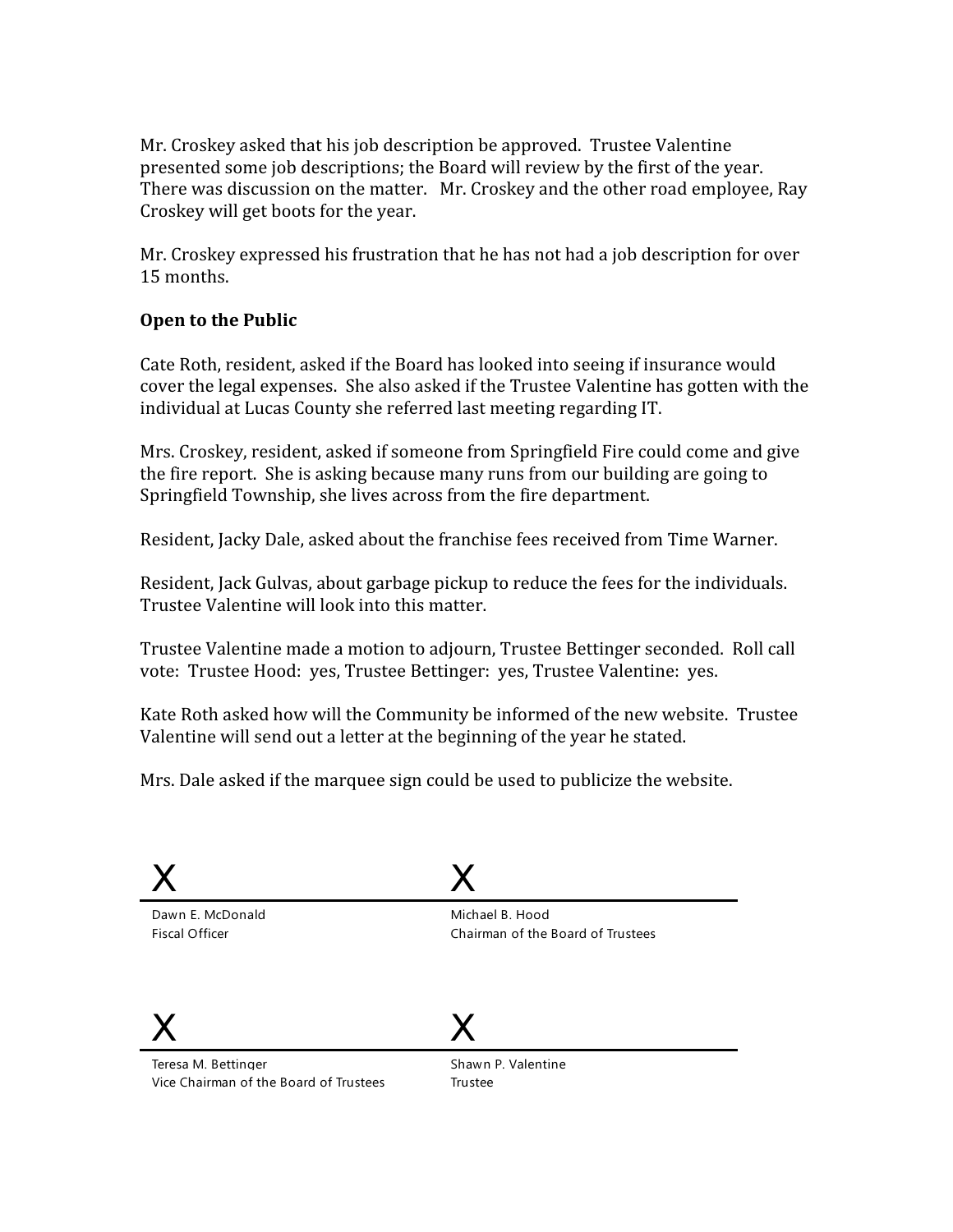Mr. Croskey asked that his job description be approved. Trustee Valentine presented some job descriptions; the Board will review by the first of the year. There was discussion on the matter. Mr. Croskey and the other road employee, Ray Croskey will get boots for the year.

Mr. Croskey expressed his frustration that he has not had a job description for over 15 months.

**Open to the Public**

Cate Roth, resident, asked if the Board has looked into seeing if insurance would cover the legal expenses. She also asked if the Trustee Valentine has gotten with the individual at Lucas County she referred last meeting regarding IT.

Mrs. Croskey, resident, asked if someone from Springfield Fire could come and give the fire report. She is asking because many runs from our building are going to Springfield Township, she lives across from the fire department.

Resident, Jacky Dale, asked about the franchise fees received from Time Warner.

Resident, Jack Gulvas, about garbage pickup to reduce the fees for the individuals. Trustee Valentine will look into this matter.

Trustee Valentine made a motion to adjourn, Trustee Bettinger seconded. Roll call vote: Trustee Hood: yes, Trustee Bettinger: yes, Trustee Valentine: yes.

Kate Roth asked how will the Community be informed of the new website. Trustee Valentine will send out a letter at the beginning of the year he stated.

Mrs. Dale asked if the marquee sign could be used to publicize the website.

| | |
|---|---|
| X | X |
| Dawn E. McDonald<br>Fiscal Officer | Michael B. Hood<br>Chairman of the Board of Trustees |
| X | X |
| Teresa M. Bettinger<br>Vice Chairman of the Board of Trustees | Shawn P. Valentine<br>Trustee |